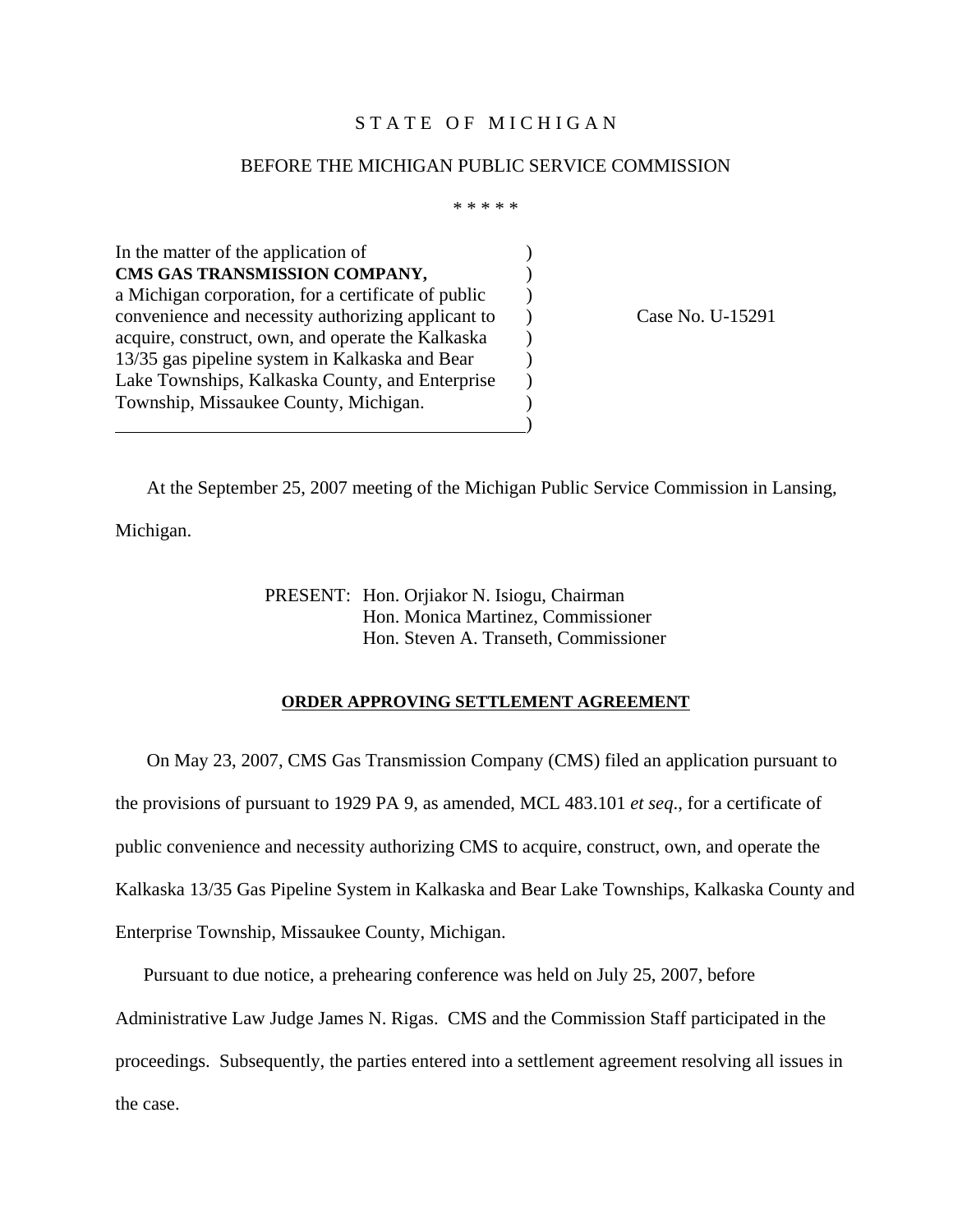STATE OF MICHIGAN

BEFORE THE MICHIGAN PUBLIC SERVICE COMMISSION

\* \* \* \* \*

In the matter of the application of
**CMS GAS TRANSMISSION COMPANY,**
a Michigan corporation, for a certificate of public convenience and necessity authorizing applicant to acquire, construct, own, and operate the Kalkaska 13/35 gas pipeline system in Kalkaska and Bear Lake Townships, Kalkaska County, and Enterprise Township, Missaukee County, Michigan.

Case No. U-15291

At the September 25, 2007 meeting of the Michigan Public Service Commission in Lansing, Michigan.

PRESENT: Hon. Orjiakor N. Isiogu, Chairman
Hon. Monica Martinez, Commissioner
Hon. Steven A. Transeth, Commissioner

**ORDER APPROVING SETTLEMENT AGREEMENT**

On May 23, 2007, CMS Gas Transmission Company (CMS) filed an application pursuant to the provisions of pursuant to 1929 PA 9, as amended, MCL 483.101 *et seq.*, for a certificate of public convenience and necessity authorizing CMS to acquire, construct, own, and operate the Kalkaska 13/35 Gas Pipeline System in Kalkaska and Bear Lake Townships, Kalkaska County and Enterprise Township, Missaukee County, Michigan.

Pursuant to due notice, a prehearing conference was held on July 25, 2007, before Administrative Law Judge James N. Rigas. CMS and the Commission Staff participated in the proceedings. Subsequently, the parties entered into a settlement agreement resolving all issues in the case.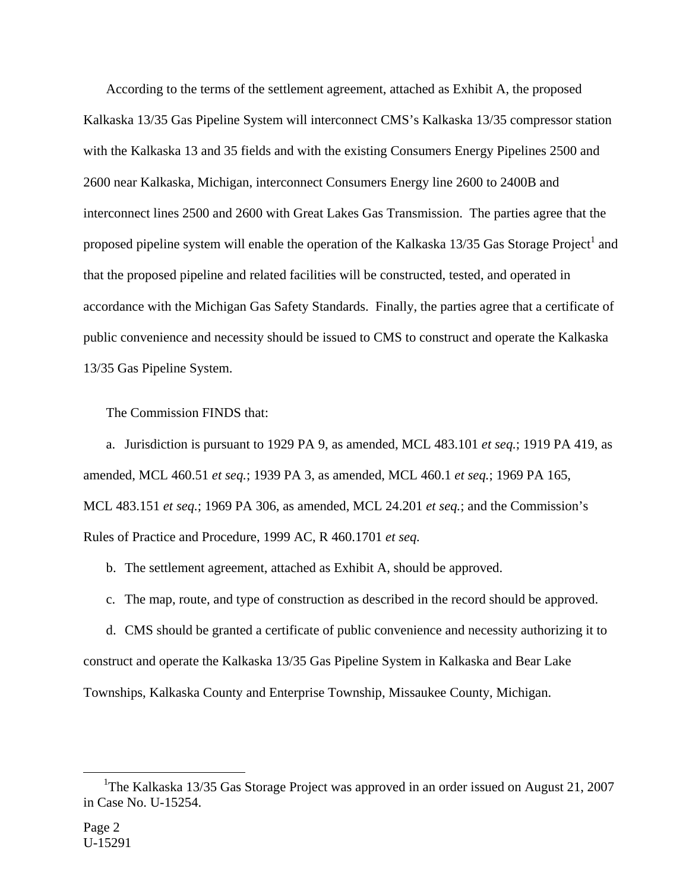According to the terms of the settlement agreement, attached as Exhibit A, the proposed Kalkaska 13/35 Gas Pipeline System will interconnect CMS's Kalkaska 13/35 compressor station with the Kalkaska 13 and 35 fields and with the existing Consumers Energy Pipelines 2500 and 2600 near Kalkaska, Michigan, interconnect Consumers Energy line 2600 to 2400B and interconnect lines 2500 and 2600 with Great Lakes Gas Transmission. The parties agree that the proposed pipeline system will enable the operation of the Kalkaska 13/35 Gas Storage Project[1] and that the proposed pipeline and related facilities will be constructed, tested, and operated in accordance with the Michigan Gas Safety Standards. Finally, the parties agree that a certificate of public convenience and necessity should be issued to CMS to construct and operate the Kalkaska 13/35 Gas Pipeline System.

The Commission FINDS that:

a. Jurisdiction is pursuant to 1929 PA 9, as amended, MCL 483.101 *et seq.*; 1919 PA 419, as amended, MCL 460.51 *et seq.*; 1939 PA 3, as amended, MCL 460.1 *et seq.*; 1969 PA 165, MCL 483.151 *et seq.*; 1969 PA 306, as amended, MCL 24.201 *et seq.*; and the Commission's Rules of Practice and Procedure, 1999 AC, R 460.1701 *et seq.*

b. The settlement agreement, attached as Exhibit A, should be approved.

c. The map, route, and type of construction as described in the record should be approved.

d. CMS should be granted a certificate of public convenience and necessity authorizing it to construct and operate the Kalkaska 13/35 Gas Pipeline System in Kalkaska and Bear Lake Townships, Kalkaska County and Enterprise Township, Missaukee County, Michigan.

[1]The Kalkaska 13/35 Gas Storage Project was approved in an order issued on August 21, 2007 in Case No. U-15254.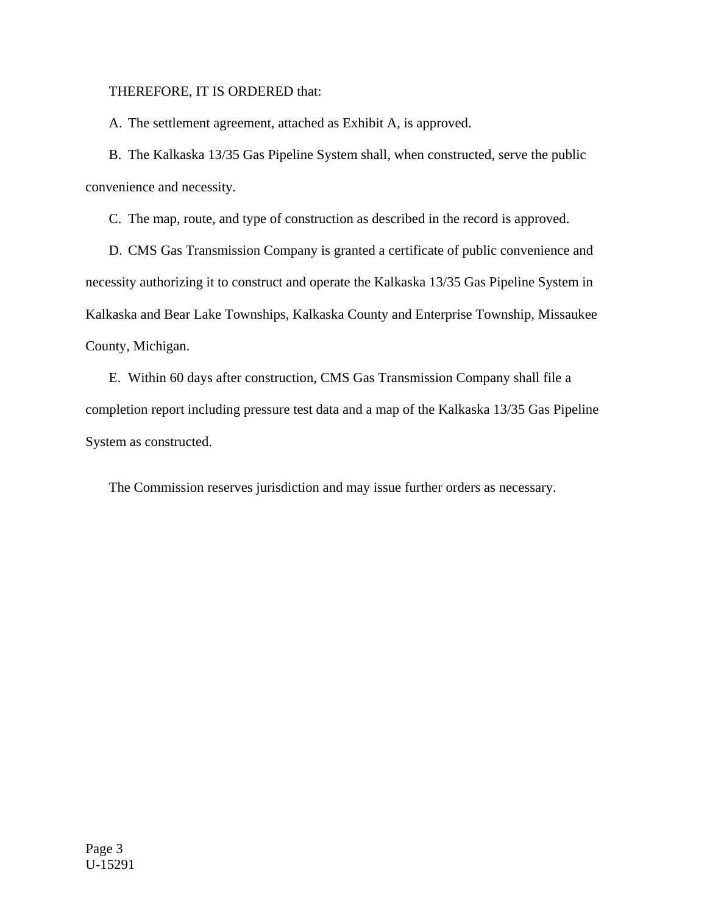THEREFORE, IT IS ORDERED that:

A. The settlement agreement, attached as Exhibit A, is approved.

B. The Kalkaska 13/35 Gas Pipeline System shall, when constructed, serve the public convenience and necessity.

C. The map, route, and type of construction as described in the record is approved.

D. CMS Gas Transmission Company is granted a certificate of public convenience and necessity authorizing it to construct and operate the Kalkaska 13/35 Gas Pipeline System in Kalkaska and Bear Lake Townships, Kalkaska County and Enterprise Township, Missaukee County, Michigan.

E. Within 60 days after construction, CMS Gas Transmission Company shall file a completion report including pressure test data and a map of the Kalkaska 13/35 Gas Pipeline System as constructed.

The Commission reserves jurisdiction and may issue further orders as necessary.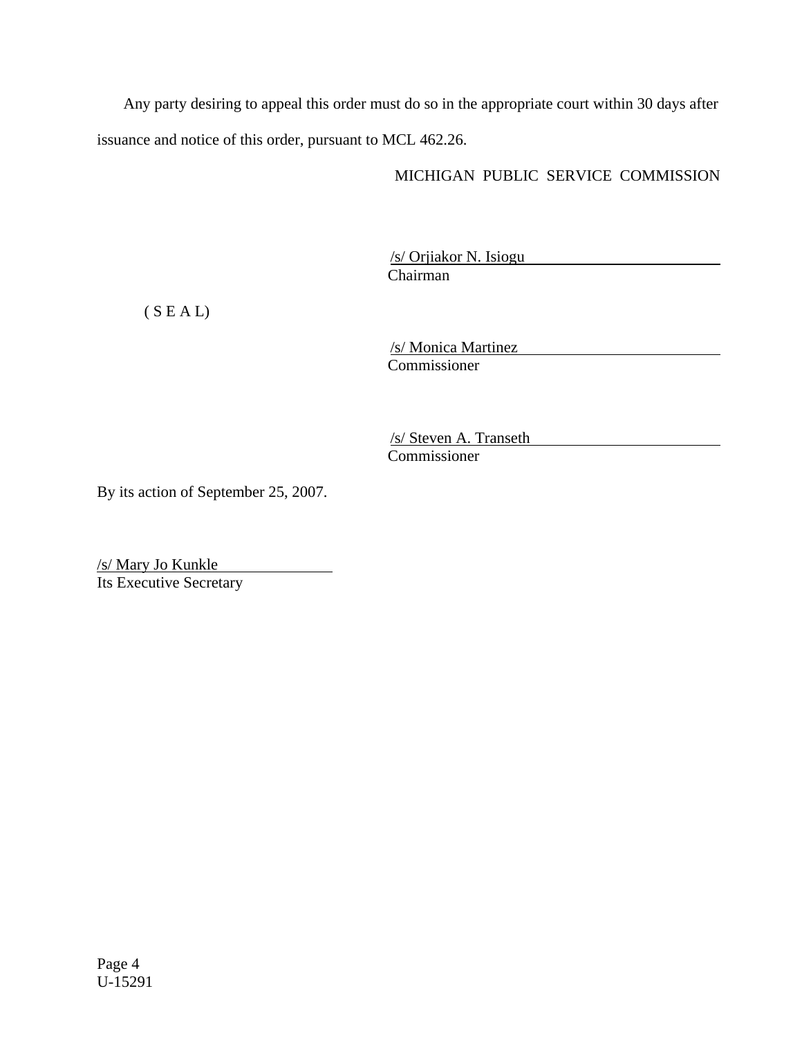Any party desiring to appeal this order must do so in the appropriate court within 30 days after issuance and notice of this order, pursuant to MCL 462.26.

MICHIGAN PUBLIC SERVICE COMMISSION

/s/ Orjiakor N. Isiogu
Chairman

( S E A L)

/s/ Monica Martinez
Commissioner

/s/ Steven A. Transeth
Commissioner

By its action of September 25, 2007.

/s/ Mary Jo Kunkle
Its Executive Secretary

U-15291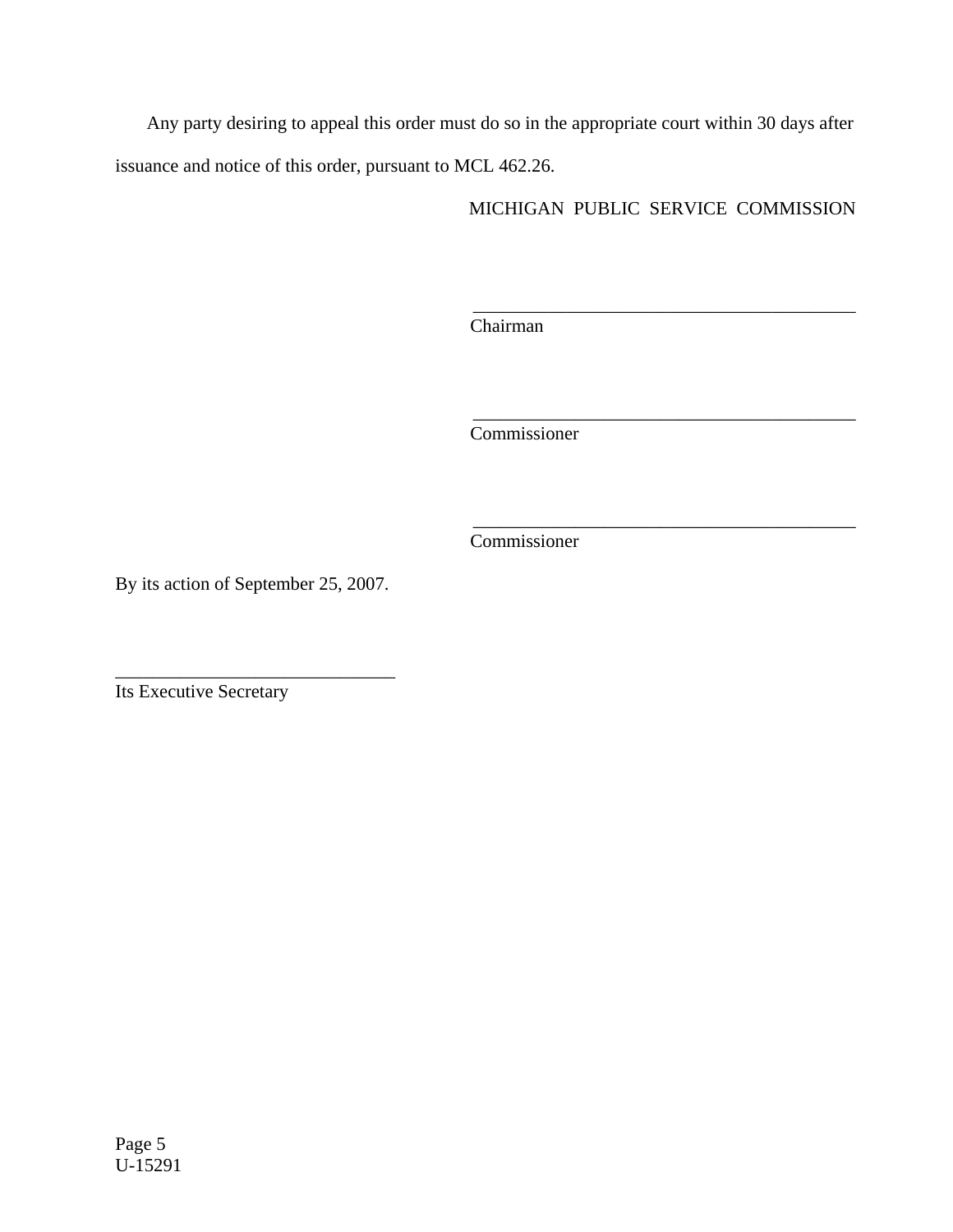Any party desiring to appeal this order must do so in the appropriate court within 30 days after issuance and notice of this order, pursuant to MCL 462.26.

MICHIGAN PUBLIC SERVICE COMMISSION

\_\_\_\_\_\_\_\_\_\_\_\_\_\_\_\_\_\_\_\_\_\_\_\_\_\_\_\_\_\_\_\_\_\_\_\_\_\_\_\_\_\_\_\_
Chairman

\_\_\_\_\_\_\_\_\_\_\_\_\_\_\_\_\_\_\_\_\_\_\_\_\_\_\_\_\_\_\_\_\_\_\_\_\_\_\_\_\_\_\_\_
Commissioner

\_\_\_\_\_\_\_\_\_\_\_\_\_\_\_\_\_\_\_\_\_\_\_\_\_\_\_\_\_\_\_\_\_\_\_\_\_\_\_\_\_\_\_\_
Commissioner

By its action of September 25, 2007.

\_\_\_\_\_\_\_\_\_\_\_\_\_\_\_\_\_\_\_\_\_\_\_\_\_\_\_\_\_\_\_\_
Its Executive Secretary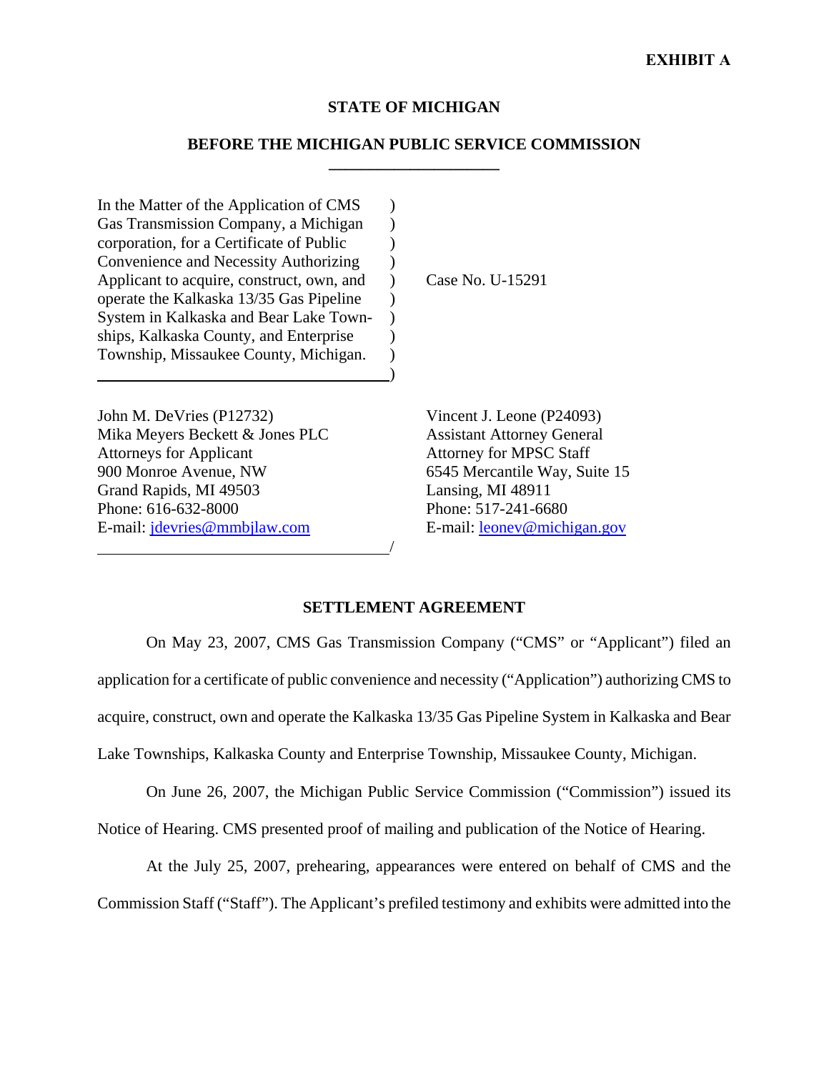**EXHIBIT A**

**STATE OF MICHIGAN**

**BEFORE THE MICHIGAN PUBLIC SERVICE COMMISSION**

| In the Matter of the Application of CMS Gas Transmission Company, a Michigan corporation, for a Certificate of Public Convenience and Necessity Authorizing Applicant to acquire, construct, own, and operate the Kalkaska 13/35 Gas Pipeline System in Kalkaska and Bear Lake Townships, Kalkaska County, and Enterprise Township, Missaukee County, Michigan. | Case No. U-15291 |
|---|---|

| John M. DeVries (P12732) | Vincent J. Leone (P24093) |
|---|---|
| Mika Meyers Beckett & Jones PLC | Assistant Attorney General |
| Attorneys for Applicant | Attorney for MPSC Staff |
| 900 Monroe Avenue, NW | 6545 Mercantile Way, Suite 15 |
| Grand Rapids, MI 49503 | Lansing, MI 48911 |
| Phone: 616-632-8000 | Phone: 517-241-6680 |
| E-mail: jdevries@mmbjlaw.com | E-mail: leonev@michigan.gov |

**SETTLEMENT AGREEMENT**

On May 23, 2007, CMS Gas Transmission Company ("CMS" or "Applicant") filed an application for a certificate of public convenience and necessity ("Application") authorizing CMS to acquire, construct, own and operate the Kalkaska 13/35 Gas Pipeline System in Kalkaska and Bear Lake Townships, Kalkaska County and Enterprise Township, Missaukee County, Michigan.

On June 26, 2007, the Michigan Public Service Commission ("Commission") issued its Notice of Hearing. CMS presented proof of mailing and publication of the Notice of Hearing.

At the July 25, 2007, prehearing, appearances were entered on behalf of CMS and the Commission Staff ("Staff"). The Applicant's prefiled testimony and exhibits were admitted into the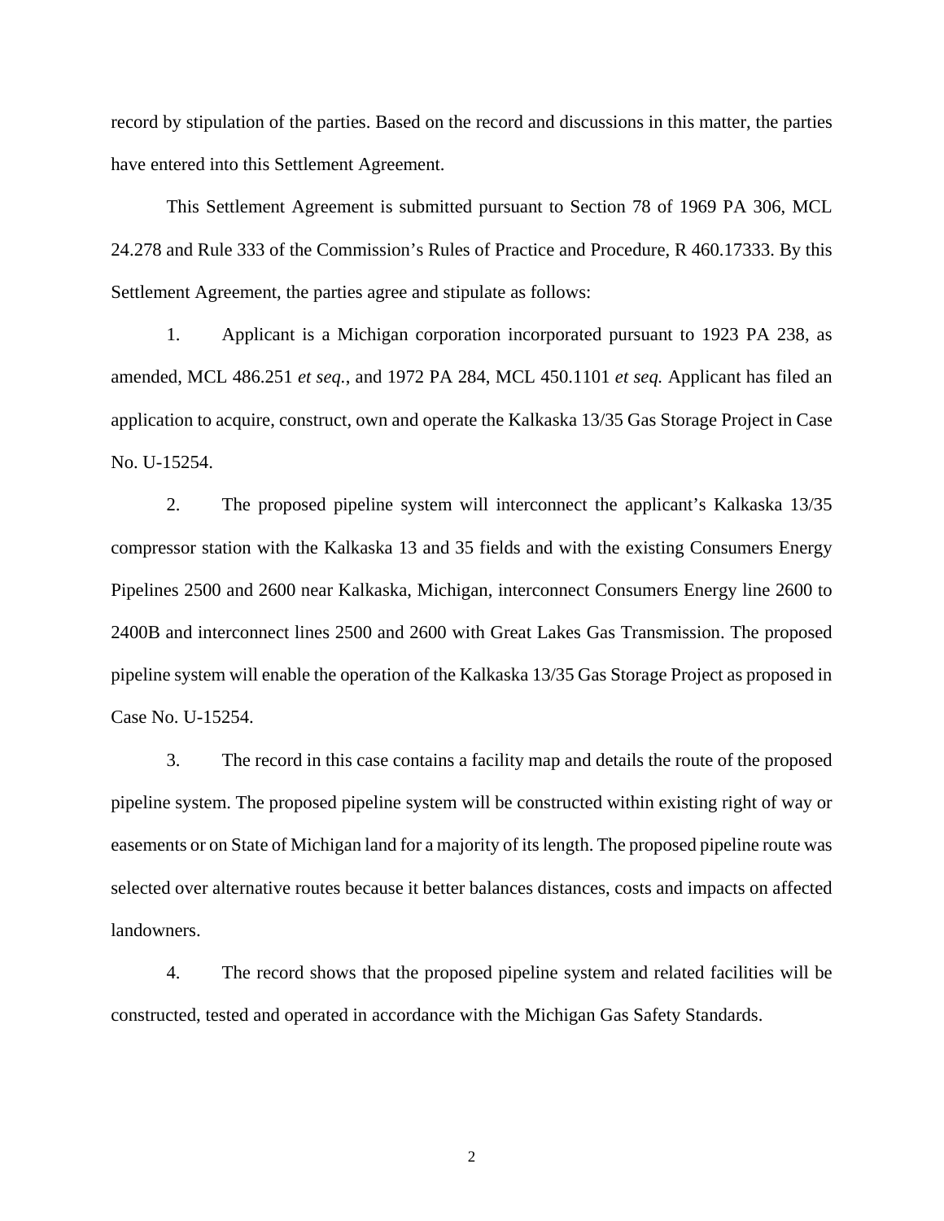record by stipulation of the parties. Based on the record and discussions in this matter, the parties have entered into this Settlement Agreement.

This Settlement Agreement is submitted pursuant to Section 78 of 1969 PA 306, MCL 24.278 and Rule 333 of the Commission's Rules of Practice and Procedure, R 460.17333. By this Settlement Agreement, the parties agree and stipulate as follows:

1. Applicant is a Michigan corporation incorporated pursuant to 1923 PA 238, as amended, MCL 486.251 *et seq.*, and 1972 PA 284, MCL 450.1101 *et seq.* Applicant has filed an application to acquire, construct, own and operate the Kalkaska 13/35 Gas Storage Project in Case No. U-15254.

2. The proposed pipeline system will interconnect the applicant's Kalkaska 13/35 compressor station with the Kalkaska 13 and 35 fields and with the existing Consumers Energy Pipelines 2500 and 2600 near Kalkaska, Michigan, interconnect Consumers Energy line 2600 to 2400B and interconnect lines 2500 and 2600 with Great Lakes Gas Transmission. The proposed pipeline system will enable the operation of the Kalkaska 13/35 Gas Storage Project as proposed in Case No. U-15254.

3. The record in this case contains a facility map and details the route of the proposed pipeline system. The proposed pipeline system will be constructed within existing right of way or easements or on State of Michigan land for a majority of its length. The proposed pipeline route was selected over alternative routes because it better balances distances, costs and impacts on affected landowners.

4. The record shows that the proposed pipeline system and related facilities will be constructed, tested and operated in accordance with the Michigan Gas Safety Standards.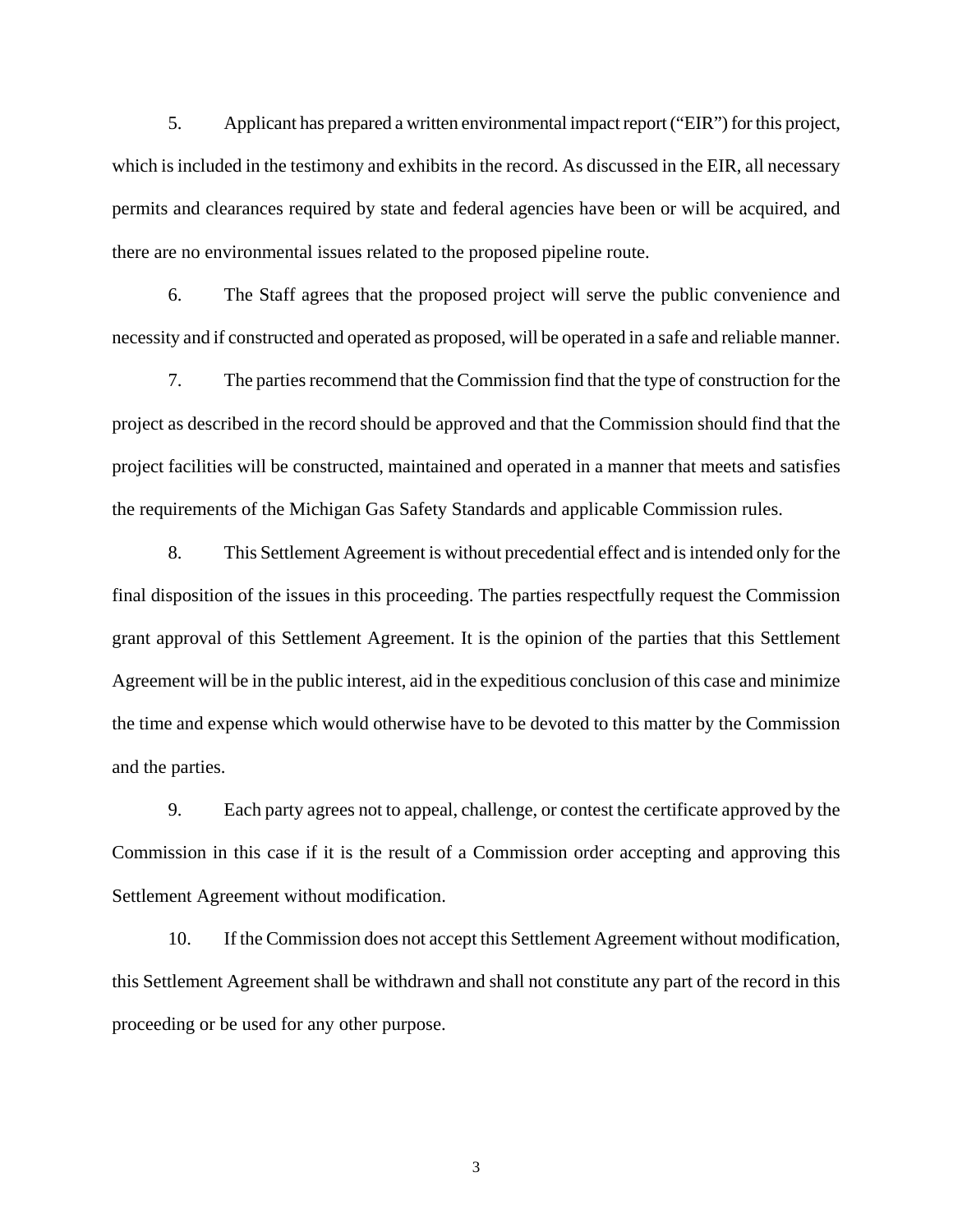5. Applicant has prepared a written environmental impact report ("EIR") for this project, which is included in the testimony and exhibits in the record. As discussed in the EIR, all necessary permits and clearances required by state and federal agencies have been or will be acquired, and there are no environmental issues related to the proposed pipeline route.

6. The Staff agrees that the proposed project will serve the public convenience and necessity and if constructed and operated as proposed, will be operated in a safe and reliable manner.

7. The parties recommend that the Commission find that the type of construction for the project as described in the record should be approved and that the Commission should find that the project facilities will be constructed, maintained and operated in a manner that meets and satisfies the requirements of the Michigan Gas Safety Standards and applicable Commission rules.

8. This Settlement Agreement is without precedential effect and is intended only for the final disposition of the issues in this proceeding. The parties respectfully request the Commission grant approval of this Settlement Agreement. It is the opinion of the parties that this Settlement Agreement will be in the public interest, aid in the expeditious conclusion of this case and minimize the time and expense which would otherwise have to be devoted to this matter by the Commission and the parties.

9. Each party agrees not to appeal, challenge, or contest the certificate approved by the Commission in this case if it is the result of a Commission order accepting and approving this Settlement Agreement without modification.

10. If the Commission does not accept this Settlement Agreement without modification, this Settlement Agreement shall be withdrawn and shall not constitute any part of the record in this proceeding or be used for any other purpose.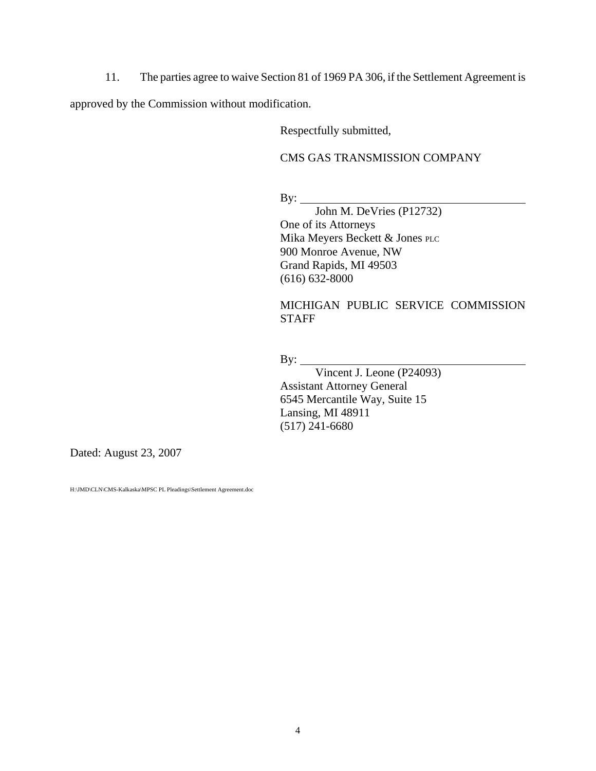11. The parties agree to waive Section 81 of 1969 PA 306, if the Settlement Agreement is approved by the Commission without modification.

Respectfully submitted,

CMS GAS TRANSMISSION COMPANY

By: \_\_\_\_\_\_\_\_\_\_\_\_\_\_\_\_\_\_\_\_\_\_\_\_\_\_\_\_\_\_\_\_\_\_\_\_\_\_\_\_
John M. DeVries (P12732)
One of its Attorneys
Mika Meyers Beckett & Jones PLC
900 Monroe Avenue, NW
Grand Rapids, MI 49503
(616) 632-8000

MICHIGAN PUBLIC SERVICE COMMISSION STAFF

By: \_\_\_\_\_\_\_\_\_\_\_\_\_\_\_\_\_\_\_\_\_\_\_\_\_\_\_\_\_\_\_\_\_\_\_\_\_\_\_\_
Vincent J. Leone (P24093)
Assistant Attorney General
6545 Mercantile Way, Suite 15
Lansing, MI 48911
(517) 241-6680

Dated: August 23, 2007

H:\JMD\CLN\CMS-Kalkaska\MPSC PL Pleadings\Settlement Agreement.doc